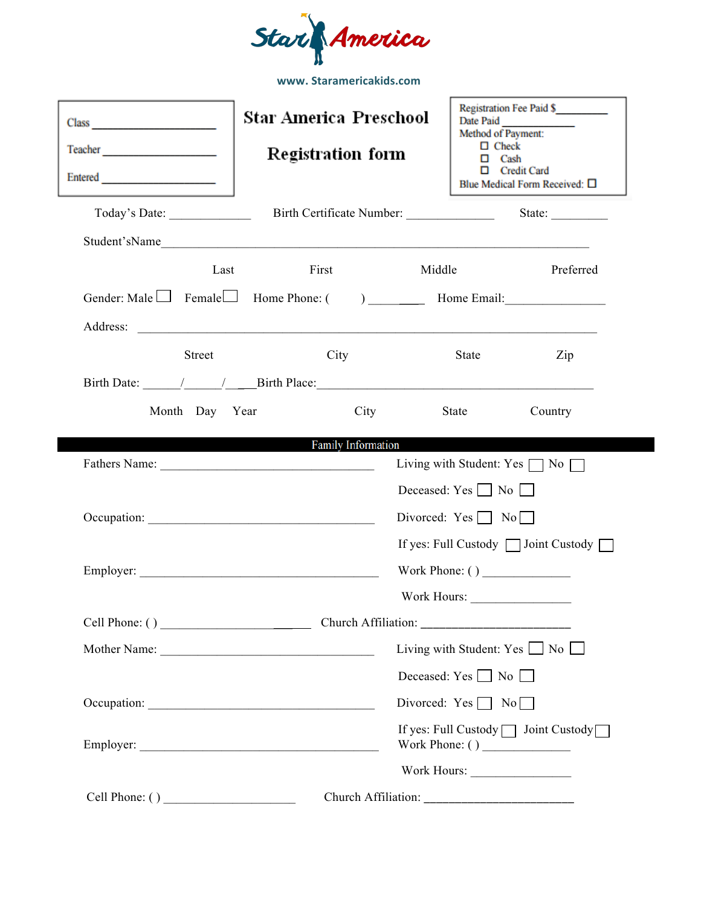Star America

www. Staramericakids.com

| Class \_\_\_\_\_\_\_\_\_\_\_\_\_\_\_\_\_\_\_\_ | **Star America Preschool** | Registration Fee Paid $\_\_\_\_\_\_\_\_\_\_ |
|---|---|---|
| Teacher \_\_\_\_\_\_\_\_\_\_\_\_\_\_\_\_\_\_\_\_ | **Registration form** | Date Paid \_\_\_\_\_\_\_\_\_\_\_\_\_\_ |
| Entered \_\_\_\_\_\_\_\_\_\_\_\_\_\_\_\_\_\_\_\_ | | Method of Payment: ☐ Check ☐ Cash ☐ Credit Card |
| | | Blue Medical Form Received: ☐ |

Today's Date: ______________ Birth Certificate Number: _______________ State: __________

Student'sName_______________________________________________________________________________

Last First Middle Preferred

Gender: Male ☐ Female ☐ Home Phone: ( ) __________ Home Email:_________________

Address: _______________________________________________________________________________

Street City State Zip

Birth Date: ______/______/ ____Birth Place:_______________________________________________

Month Day Year City State Country

## Family Information

Fathers Name: ____________________________________ Living with Student: Yes ☐ No ☐

Deceased: Yes ☐ No ☐

Occupation: ______________________________________ Divorced: Yes ☐ No ☐

If yes: Full Custody ☐ Joint Custody ☐

Employer: ________________________________________ Work Phone: ( ) ______________

Work Hours: ________________

Cell Phone: ( ) ___________________________ Church Affiliation: _________________________

Mother Name: ____________________________________ Living with Student: Yes ☐ No ☐

Deceased: Yes ☐ No ☐

Occupation: ______________________________________ Divorced: Yes ☐ No ☐

If yes: Full Custody ☐ Joint Custody ☐

Employer: ________________________________________ Work Phone: ( ) ______________

Work Hours: ________________

Cell Phone: ( ) ______________________ Church Affiliation: _________________________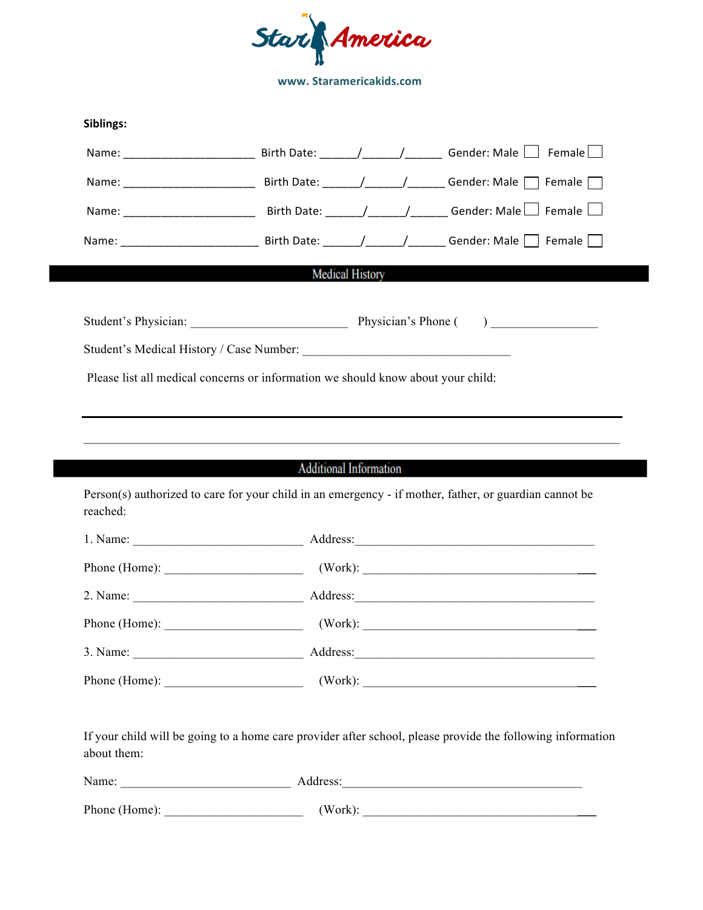**Star America**

www. Staramericakids.com

**Siblings:**

Name: _____________________ Birth Date: ______/______/______ Gender: Male ☐ Female ☐

Name: _____________________ Birth Date: ______/______/______ Gender: Male ☐ Female ☐

Name: _____________________ Birth Date: ______/______/______ Gender: Male ☐ Female ☐

Name: ______________________ Birth Date: ______/______/______ Gender: Male ☐ Female ☐

## Medical History

Student's Physician: _________________________ Physician's Phone (      ) _________________

Student's Medical History / Case Number: __________________________________

Please list all medical concerns or information we should know about your child:

_______________________________________________________________________________

_______________________________________________________________________________

## Additional Information

Person(s) authorized to care for your child in an emergency - if mother, father, or guardian cannot be reached:

1. Name: ___________________________ Address:_______________________________________

Phone (Home): ______________________ (Work): ____________________________________

2. Name: ___________________________ Address:_______________________________________

Phone (Home): ______________________ (Work): ____________________________________

3. Name: ___________________________ Address:_______________________________________

Phone (Home): ______________________ (Work): ____________________________________

If your child will be going to a home care provider after school, please provide the following information about them:

Name: ___________________________ Address:_______________________________________

Phone (Home): ______________________ (Work): ____________________________________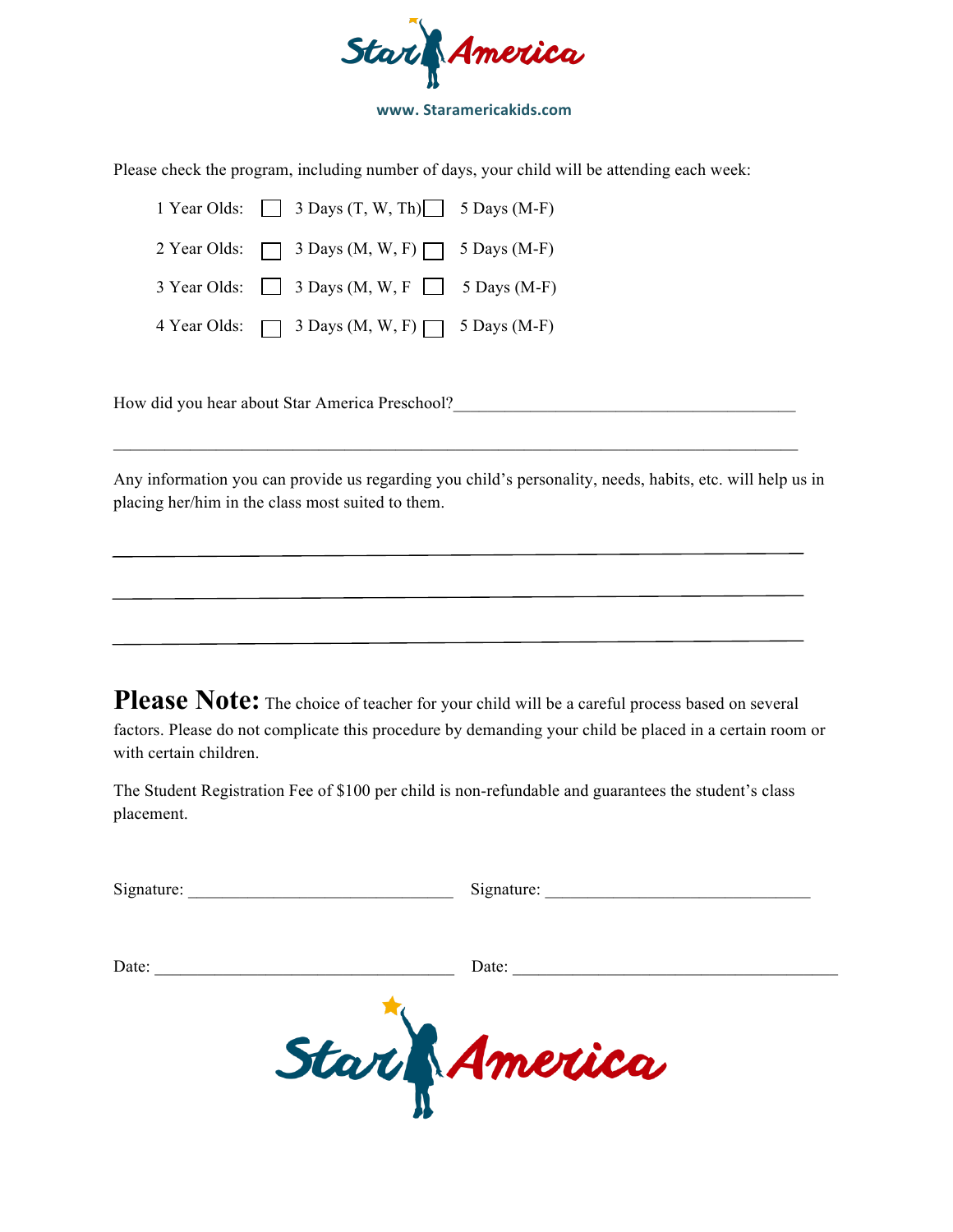Star America

www. Staramericakids.com

Please check the program, including number of days, your child will be attending each week:

1 Year Olds: ☐ 3 Days (T, W, Th) ☐ 5 Days (M-F)

2 Year Olds: ☐ 3 Days (M, W, F) ☐ 5 Days (M-F)

3 Year Olds: ☐ 3 Days (M, W, F ☐ 5 Days (M-F)

4 Year Olds: ☐ 3 Days (M, W, F) ☐ 5 Days (M-F)

How did you hear about Star America Preschool?________________________________________

________________________________________________________________________________

Any information you can provide us regarding you child's personality, needs, habits, etc. will help us in placing her/him in the class most suited to them.

________________________________________________________________________________

________________________________________________________________________________

________________________________________________________________________________

**Please Note:** The choice of teacher for your child will be a careful process based on several factors. Please do not complicate this procedure by demanding your child be placed in a certain room or with certain children.

The Student Registration Fee of $100 per child is non-refundable and guarantees the student's class placement.

Signature: _______________________________ Signature: _______________________________

Date: ___________________________________ Date: ______________________________________

Star America